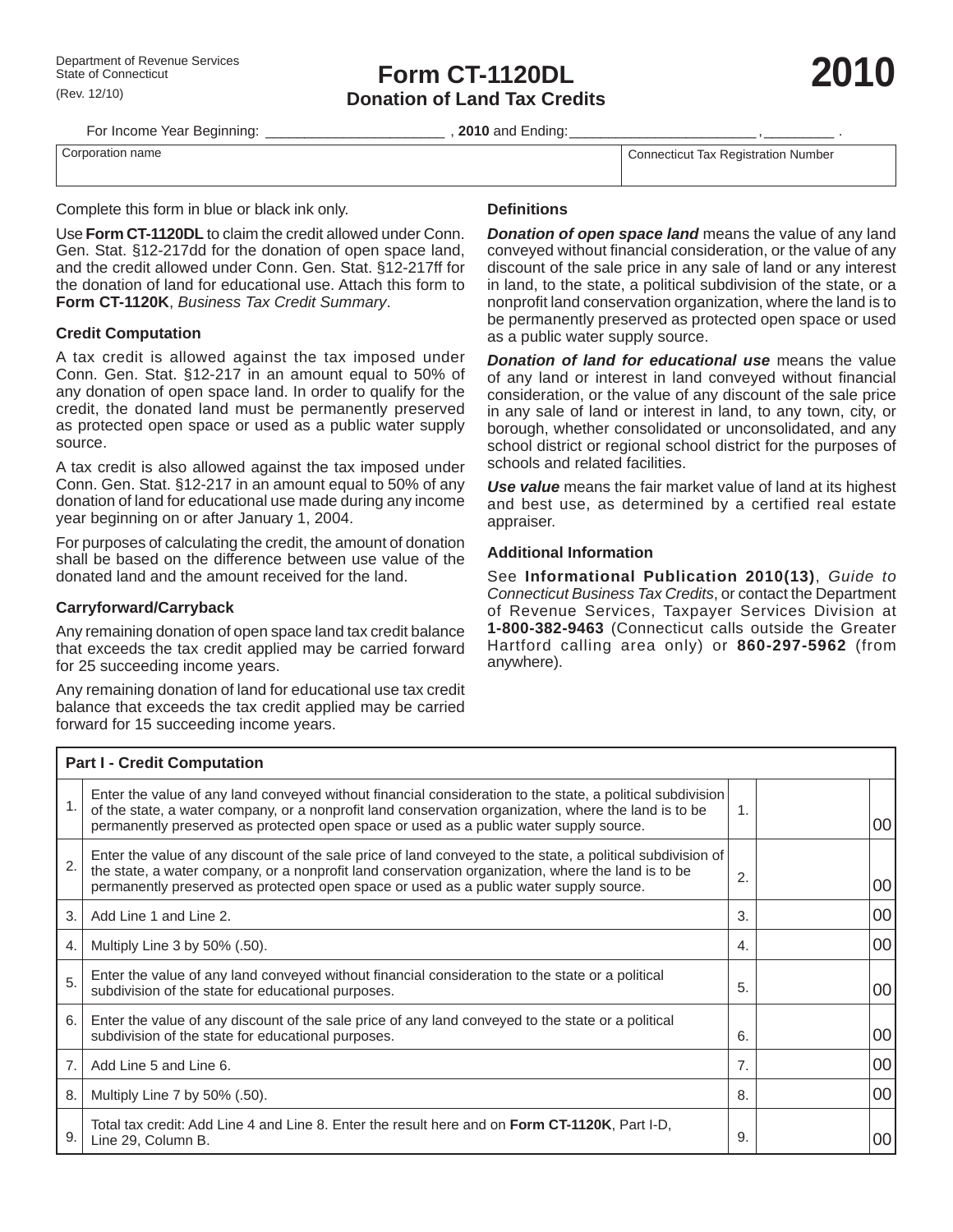Department of Revenue Services
State of Connecticut
(Rev. 12/10)

# Form CT-1120DL

## Donation of Land Tax Credits

# 2010

For Income Year Beginning: ______________________ , **2010** and Ending: ________________________ , _________ .

| Corporation name | Connecticut Tax Registration Number |
|---|---|
| | |

Complete this form in blue or black ink only.

Use **Form CT-1120DL** to claim the credit allowed under Conn. Gen. Stat. §12-217dd for the donation of open space land, and the credit allowed under Conn. Gen. Stat. §12-217ff for the donation of land for educational use. Attach this form to **Form CT-1120K**, *Business Tax Credit Summary*.

### Credit Computation

A tax credit is allowed against the tax imposed under Conn. Gen. Stat. §12-217 in an amount equal to 50% of any donation of open space land. In order to qualify for the credit, the donated land must be permanently preserved as protected open space or used as a public water supply source.

A tax credit is also allowed against the tax imposed under Conn. Gen. Stat. §12-217 in an amount equal to 50% of any donation of land for educational use made during any income year beginning on or after January 1, 2004.

For purposes of calculating the credit, the amount of donation shall be based on the difference between use value of the donated land and the amount received for the land.

### Carryforward/Carryback

Any remaining donation of open space land tax credit balance that exceeds the tax credit applied may be carried forward for 25 succeeding income years.

Any remaining donation of land for educational use tax credit balance that exceeds the tax credit applied may be carried forward for 15 succeeding income years.

### Definitions

***Donation of open space land*** means the value of any land conveyed without financial consideration, or the value of any discount of the sale price in any sale of land or any interest in land, to the state, a political subdivision of the state, or a nonprofit land conservation organization, where the land is to be permanently preserved as protected open space or used as a public water supply source.

***Donation of land for educational use*** means the value of any land or interest in land conveyed without financial consideration, or the value of any discount of the sale price in any sale of land or interest in land, to any town, city, or borough, whether consolidated or unconsolidated, and any school district or regional school district for the purposes of schools and related facilities.

***Use value*** means the fair market value of land at its highest and best use, as determined by a certified real estate appraiser.

### Additional Information

See **Informational Publication 2010(13)**, *Guide to Connecticut Business Tax Credits*, or contact the Department of Revenue Services, Taxpayer Services Division at **1-800-382-9463** (Connecticut calls outside the Greater Hartford calling area only) or **860-297-5962** (from anywhere).

| **Part I - Credit Computation** | | | | |
|---|---|---|---|---|
| 1. | Enter the value of any land conveyed without financial consideration to the state, a political subdivision of the state, a water company, or a nonprofit land conservation organization, where the land is to be permanently preserved as protected open space or used as a public water supply source. | 1. | | 00 |
| 2. | Enter the value of any discount of the sale price of land conveyed to the state, a political subdivision of the state, a water company, or a nonprofit land conservation organization, where the land is to be permanently preserved as protected open space or used as a public water supply source. | 2. | | 00 |
| 3. | Add Line 1 and Line 2. | 3. | | 00 |
| 4. | Multiply Line 3 by 50% (.50). | 4. | | 00 |
| 5. | Enter the value of any land conveyed without financial consideration to the state or a political subdivision of the state for educational purposes. | 5. | | 00 |
| 6. | Enter the value of any discount of the sale price of any land conveyed to the state or a political subdivision of the state for educational purposes. | 6. | | 00 |
| 7. | Add Line 5 and Line 6. | 7. | | 00 |
| 8. | Multiply Line 7 by 50% (.50). | 8. | | 00 |
| 9. | Total tax credit: Add Line 4 and Line 8. Enter the result here and on **Form CT-1120K**, Part I-D, Line 29, Column B. | 9. | | 00 |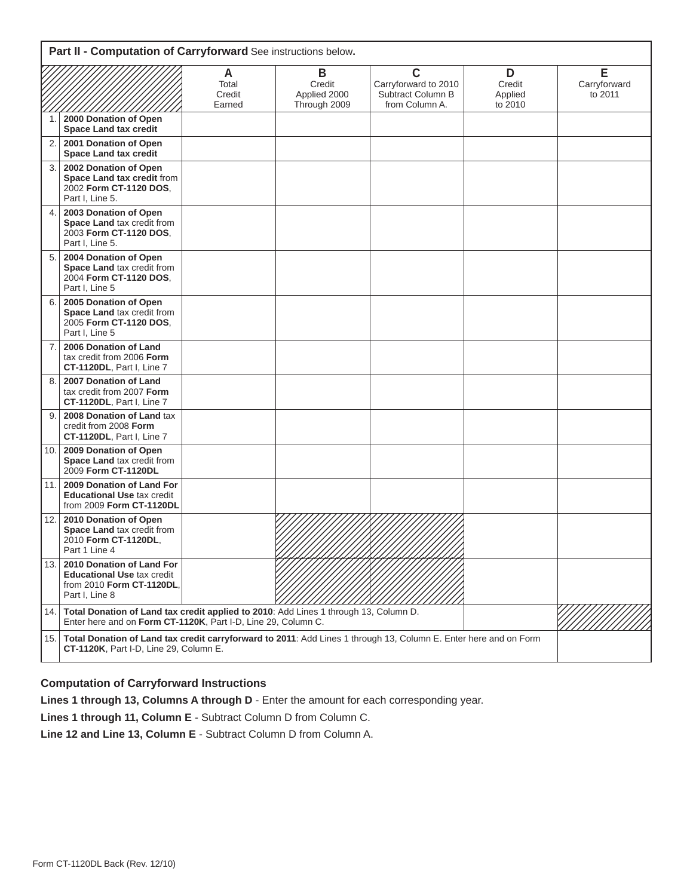## Part II - Computation of Carryforward See instructions below.

| | | A<br>Total Credit Earned | B<br>Credit Applied 2000 Through 2009 | C<br>Carryforward to 2010 Subtract Column B from Column A. | D<br>Credit Applied to 2010 | E<br>Carryforward to 2011 |
|---|---|---|---|---|---|---|
| 1. | **2000 Donation of Open Space Land tax credit** | | | | | |
| 2. | **2001 Donation of Open Space Land tax credit** | | | | | |
| 3. | **2002 Donation of Open Space Land tax credit** from 2002 **Form CT-1120 DOS**, Part I, Line 5. | | | | | |
| 4. | **2003 Donation of Open Space Land** tax credit from 2003 **Form CT-1120 DOS**, Part I, Line 5. | | | | | |
| 5. | **2004 Donation of Open Space Land** tax credit from 2004 **Form CT-1120 DOS**, Part I, Line 5 | | | | | |
| 6. | **2005 Donation of Open Space Land** tax credit from 2005 **Form CT-1120 DOS**, Part I, Line 5 | | | | | |
| 7. | **2006 Donation of Land** tax credit from 2006 **Form CT-1120DL**, Part I, Line 7 | | | | | |
| 8. | **2007 Donation of Land** tax credit from 2007 **Form CT-1120DL**, Part I, Line 7 | | | | | |
| 9. | **2008 Donation of Land** tax credit from 2008 **Form CT-1120DL**, Part I, Line 7 | | | | | |
| 10. | **2009 Donation of Open Space Land** tax credit from 2009 **Form CT-1120DL** | | | | | |
| 11. | **2009 Donation of Land For Educational Use** tax credit from 2009 **Form CT-1120DL** | | | | | |
| 12. | **2010 Donation of Open Space Land** tax credit from 2010 **Form CT-1120DL**, Part 1 Line 4 | | | | | |
| 13. | **2010 Donation of Land For Educational Use** tax credit from 2010 **Form CT-1120DL**, Part I, Line 8 | | | | | |
| 14. | **Total Donation of Land tax credit applied to 2010**: Add Lines 1 through 13, Column D. Enter here and on **Form CT-1120K**, Part I-D, Line 29, Column C. | | | | | |
| 15. | **Total Donation of Land tax credit carryforward to 2011**: Add Lines 1 through 13, Column E. Enter here and on Form **CT-1120K**, Part I-D, Line 29, Column E. | | | | | |

### Computation of Carryforward Instructions

**Lines 1 through 13, Columns A through D** - Enter the amount for each corresponding year.

**Lines 1 through 11, Column E** - Subtract Column D from Column C.

**Line 12 and Line 13, Column E** - Subtract Column D from Column A.

Form CT-1120DL Back (Rev. 12/10)